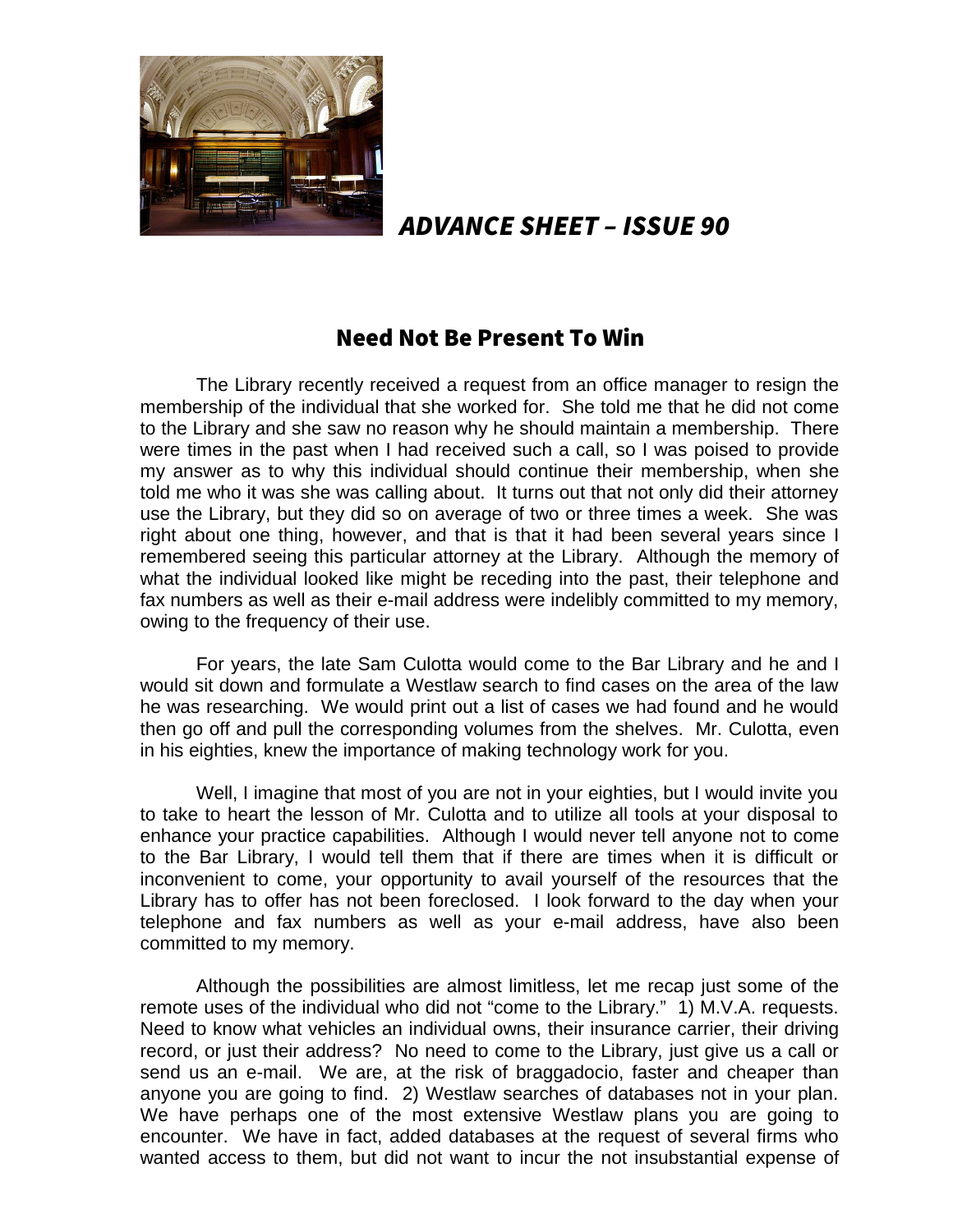# *ADVANCE SHEET – ISSUE 90*

## Need Not Be Present To Win

The Library recently received a request from an office manager to resign the membership of the individual that she worked for. She told me that he did not come to the Library and she saw no reason why he should maintain a membership. There were times in the past when I had received such a call, so I was poised to provide my answer as to why this individual should continue their membership, when she told me who it was she was calling about. It turns out that not only did their attorney use the Library, but they did so on average of two or three times a week. She was right about one thing, however, and that is that it had been several years since I remembered seeing this particular attorney at the Library. Although the memory of what the individual looked like might be receding into the past, their telephone and fax numbers as well as their e-mail address were indelibly committed to my memory, owing to the frequency of their use.

For years, the late Sam Culotta would come to the Bar Library and he and I would sit down and formulate a Westlaw search to find cases on the area of the law he was researching. We would print out a list of cases we had found and he would then go off and pull the corresponding volumes from the shelves. Mr. Culotta, even in his eighties, knew the importance of making technology work for you.

Well, I imagine that most of you are not in your eighties, but I would invite you to take to heart the lesson of Mr. Culotta and to utilize all tools at your disposal to enhance your practice capabilities. Although I would never tell anyone not to come to the Bar Library, I would tell them that if there are times when it is difficult or inconvenient to come, your opportunity to avail yourself of the resources that the Library has to offer has not been foreclosed. I look forward to the day when your telephone and fax numbers as well as your e-mail address, have also been committed to my memory.

Although the possibilities are almost limitless, let me recap just some of the remote uses of the individual who did not "come to the Library." 1) M.V.A. requests. Need to know what vehicles an individual owns, their insurance carrier, their driving record, or just their address? No need to come to the Library, just give us a call or send us an e-mail. We are, at the risk of braggadocio, faster and cheaper than anyone you are going to find. 2) Westlaw searches of databases not in your plan. We have perhaps one of the most extensive Westlaw plans you are going to encounter. We have in fact, added databases at the request of several firms who wanted access to them, but did not want to incur the not insubstantial expense of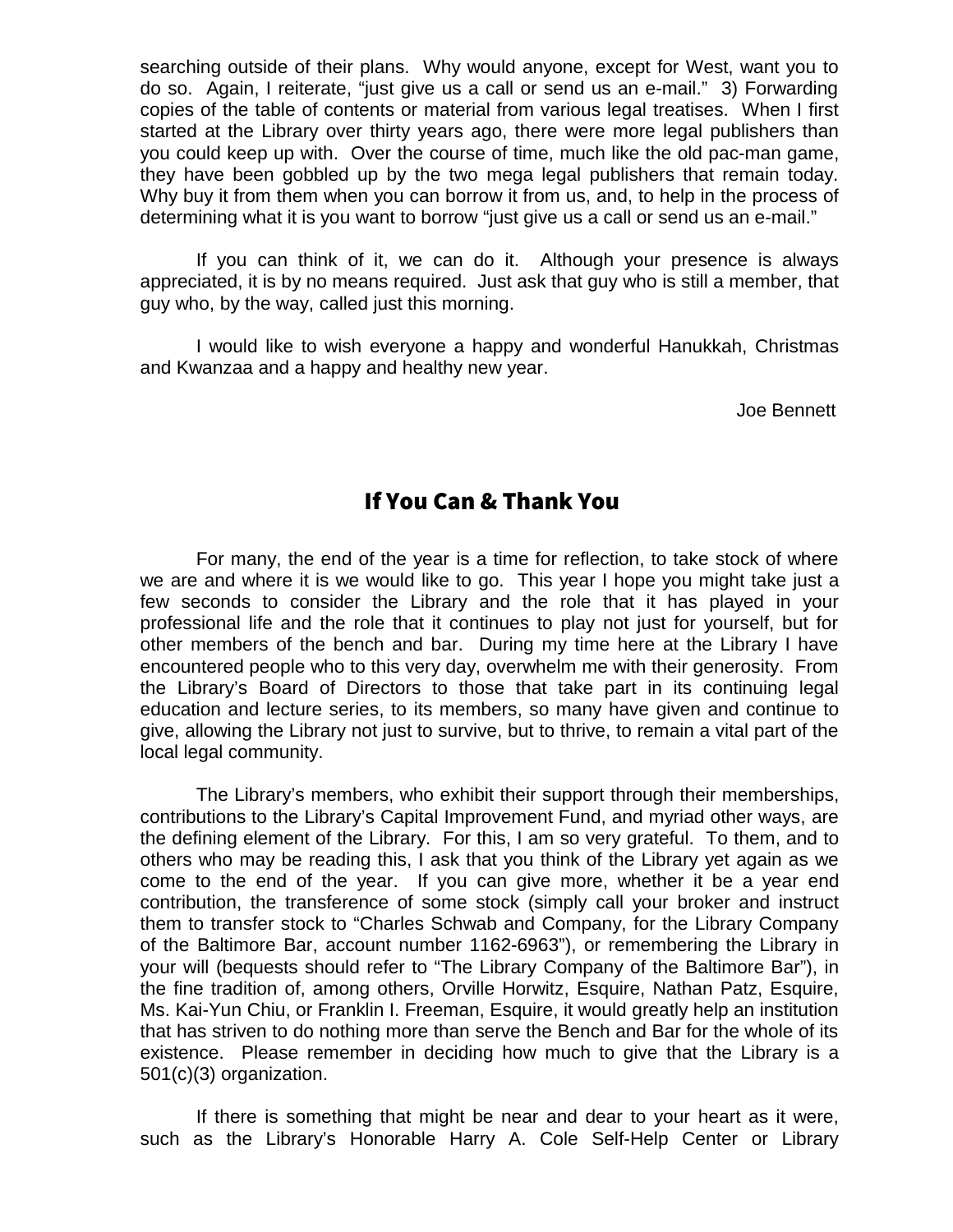searching outside of their plans. Why would anyone, except for West, want you to do so. Again, I reiterate, "just give us a call or send us an e-mail." 3) Forwarding copies of the table of contents or material from various legal treatises. When I first started at the Library over thirty years ago, there were more legal publishers than you could keep up with. Over the course of time, much like the old pac-man game, they have been gobbled up by the two mega legal publishers that remain today. Why buy it from them when you can borrow it from us, and, to help in the process of determining what it is you want to borrow "just give us a call or send us an e-mail."

If you can think of it, we can do it. Although your presence is always appreciated, it is by no means required. Just ask that guy who is still a member, that guy who, by the way, called just this morning.

I would like to wish everyone a happy and wonderful Hanukkah, Christmas and Kwanzaa and a happy and healthy new year.

Joe Bennett

## If You Can & Thank You

For many, the end of the year is a time for reflection, to take stock of where we are and where it is we would like to go. This year I hope you might take just a few seconds to consider the Library and the role that it has played in your professional life and the role that it continues to play not just for yourself, but for other members of the bench and bar. During my time here at the Library I have encountered people who to this very day, overwhelm me with their generosity. From the Library's Board of Directors to those that take part in its continuing legal education and lecture series, to its members, so many have given and continue to give, allowing the Library not just to survive, but to thrive, to remain a vital part of the local legal community.

The Library's members, who exhibit their support through their memberships, contributions to the Library's Capital Improvement Fund, and myriad other ways, are the defining element of the Library. For this, I am so very grateful. To them, and to others who may be reading this, I ask that you think of the Library yet again as we come to the end of the year. If you can give more, whether it be a year end contribution, the transference of some stock (simply call your broker and instruct them to transfer stock to "Charles Schwab and Company, for the Library Company of the Baltimore Bar, account number 1162-6963"), or remembering the Library in your will (bequests should refer to "The Library Company of the Baltimore Bar"), in the fine tradition of, among others, Orville Horwitz, Esquire, Nathan Patz, Esquire, Ms. Kai-Yun Chiu, or Franklin I. Freeman, Esquire, it would greatly help an institution that has striven to do nothing more than serve the Bench and Bar for the whole of its existence. Please remember in deciding how much to give that the Library is a 501(c)(3) organization.

If there is something that might be near and dear to your heart as it were, such as the Library's Honorable Harry A. Cole Self-Help Center or Library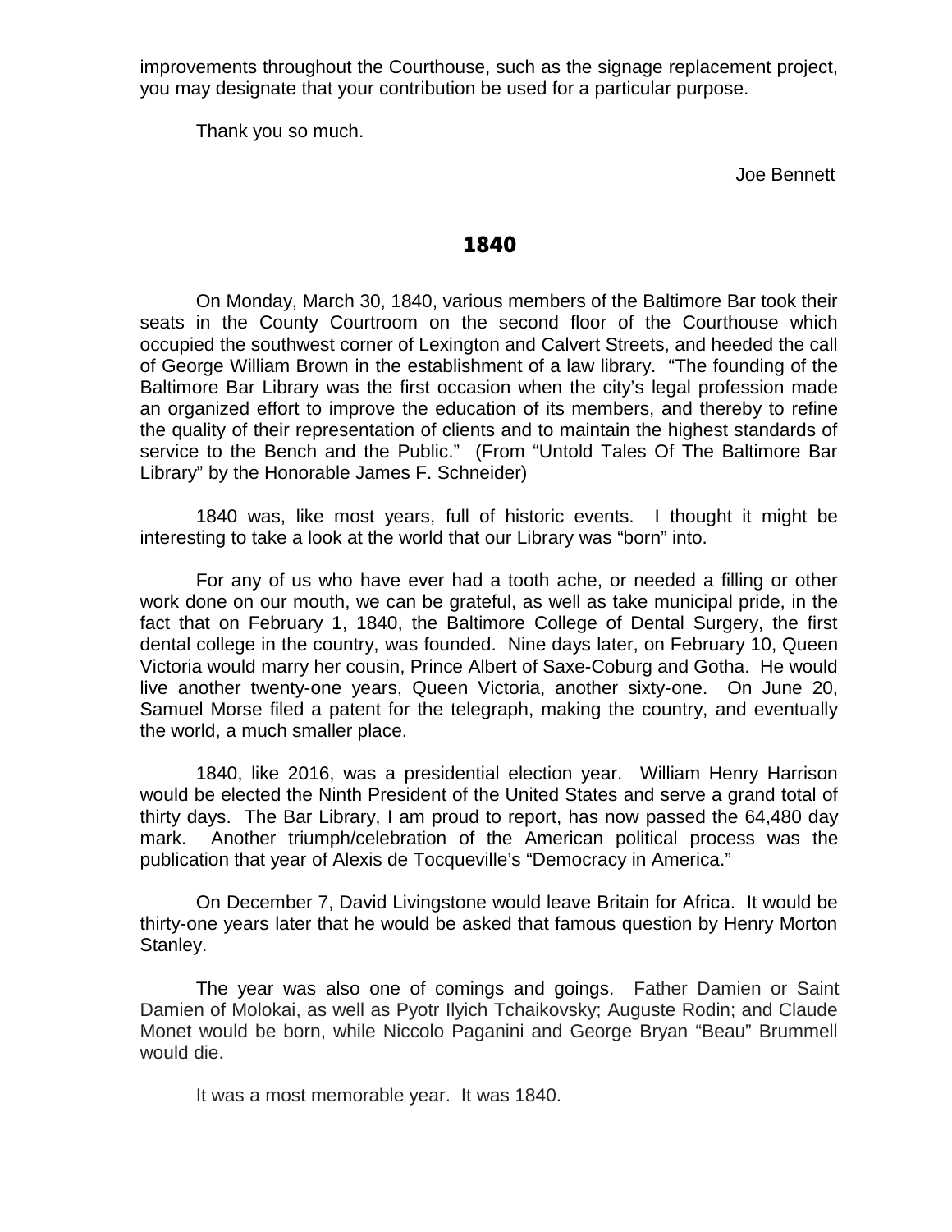improvements throughout the Courthouse, such as the signage replacement project, you may designate that your contribution be used for a particular purpose.

Thank you so much.

Joe Bennett

## 1840

On Monday, March 30, 1840, various members of the Baltimore Bar took their seats in the County Courtroom on the second floor of the Courthouse which occupied the southwest corner of Lexington and Calvert Streets, and heeded the call of George William Brown in the establishment of a law library. "The founding of the Baltimore Bar Library was the first occasion when the city's legal profession made an organized effort to improve the education of its members, and thereby to refine the quality of their representation of clients and to maintain the highest standards of service to the Bench and the Public." (From "Untold Tales Of The Baltimore Bar Library" by the Honorable James F. Schneider)

1840 was, like most years, full of historic events. I thought it might be interesting to take a look at the world that our Library was "born" into.

For any of us who have ever had a tooth ache, or needed a filling or other work done on our mouth, we can be grateful, as well as take municipal pride, in the fact that on February 1, 1840, the Baltimore College of Dental Surgery, the first dental college in the country, was founded. Nine days later, on February 10, Queen Victoria would marry her cousin, Prince Albert of Saxe-Coburg and Gotha. He would live another twenty-one years, Queen Victoria, another sixty-one. On June 20, Samuel Morse filed a patent for the telegraph, making the country, and eventually the world, a much smaller place.

1840, like 2016, was a presidential election year. William Henry Harrison would be elected the Ninth President of the United States and serve a grand total of thirty days. The Bar Library, I am proud to report, has now passed the 64,480 day mark. Another triumph/celebration of the American political process was the publication that year of Alexis de Tocqueville's "Democracy in America."

On December 7, David Livingstone would leave Britain for Africa. It would be thirty-one years later that he would be asked that famous question by Henry Morton Stanley.

The year was also one of comings and goings. Father Damien or Saint Damien of Molokai, as well as Pyotr Ilyich Tchaikovsky; Auguste Rodin; and Claude Monet would be born, while Niccolo Paganini and George Bryan "Beau" Brummell would die.

It was a most memorable year. It was 1840.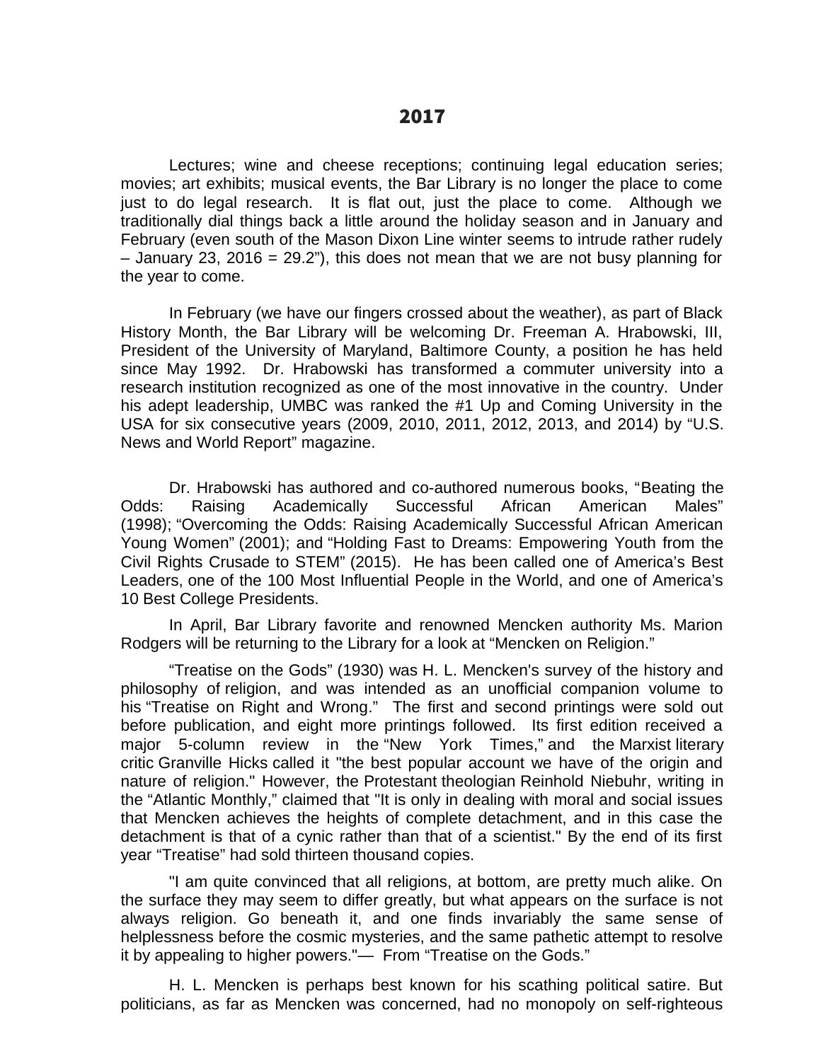## 2017

Lectures; wine and cheese receptions; continuing legal education series; movies; art exhibits; musical events, the Bar Library is no longer the place to come just to do legal research. It is flat out, just the place to come. Although we traditionally dial things back a little around the holiday season and in January and February (even south of the Mason Dixon Line winter seems to intrude rather rudely – January 23, 2016 = 29.2"), this does not mean that we are not busy planning for the year to come.

In February (we have our fingers crossed about the weather), as part of Black History Month, the Bar Library will be welcoming Dr. Freeman A. Hrabowski, III, President of the University of Maryland, Baltimore County, a position he has held since May 1992. Dr. Hrabowski has transformed a commuter university into a research institution recognized as one of the most innovative in the country. Under his adept leadership, UMBC was ranked the #1 Up and Coming University in the USA for six consecutive years (2009, 2010, 2011, 2012, 2013, and 2014) by "U.S. News and World Report" magazine.

Dr. Hrabowski has authored and co-authored numerous books, "Beating the Odds: Raising Academically Successful African American Males" (1998); "Overcoming the Odds: Raising Academically Successful African American Young Women" (2001); and "Holding Fast to Dreams: Empowering Youth from the Civil Rights Crusade to STEM" (2015). He has been called one of America's Best Leaders, one of the 100 Most Influential People in the World, and one of America's 10 Best College Presidents.

In April, Bar Library favorite and renowned Mencken authority Ms. Marion Rodgers will be returning to the Library for a look at "Mencken on Religion."

"Treatise on the Gods" (1930) was H. L. Mencken's survey of the history and philosophy of religion, and was intended as an unofficial companion volume to his "Treatise on Right and Wrong." The first and second printings were sold out before publication, and eight more printings followed. Its first edition received a major 5-column review in the "New York Times," and the Marxist literary critic Granville Hicks called it "the best popular account we have of the origin and nature of religion." However, the Protestant theologian Reinhold Niebuhr, writing in the "Atlantic Monthly," claimed that "It is only in dealing with moral and social issues that Mencken achieves the heights of complete detachment, and in this case the detachment is that of a cynic rather than that of a scientist." By the end of its first year "Treatise" had sold thirteen thousand copies.

"I am quite convinced that all religions, at bottom, are pretty much alike. On the surface they may seem to differ greatly, but what appears on the surface is not always religion. Go beneath it, and one finds invariably the same sense of helplessness before the cosmic mysteries, and the same pathetic attempt to resolve it by appealing to higher powers."— From "Treatise on the Gods."

H. L. Mencken is perhaps best known for his scathing political satire. But politicians, as far as Mencken was concerned, had no monopoly on self-righteous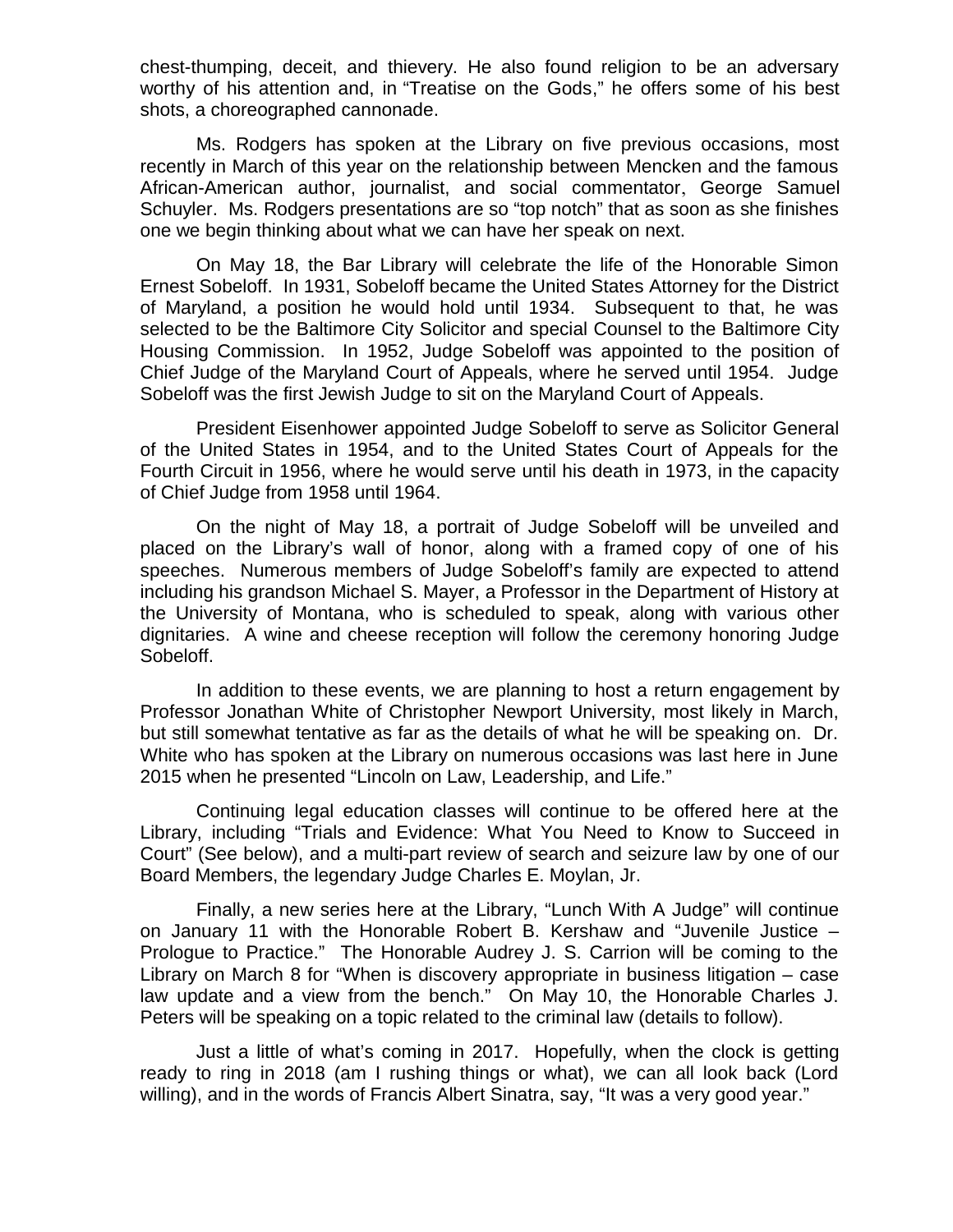chest-thumping, deceit, and thievery. He also found religion to be an adversary worthy of his attention and, in "Treatise on the Gods," he offers some of his best shots, a choreographed cannonade.

Ms. Rodgers has spoken at the Library on five previous occasions, most recently in March of this year on the relationship between Mencken and the famous African-American author, journalist, and social commentator, George Samuel Schuyler. Ms. Rodgers presentations are so "top notch" that as soon as she finishes one we begin thinking about what we can have her speak on next.

On May 18, the Bar Library will celebrate the life of the Honorable Simon Ernest Sobeloff. In 1931, Sobeloff became the United States Attorney for the District of Maryland, a position he would hold until 1934. Subsequent to that, he was selected to be the Baltimore City Solicitor and special Counsel to the Baltimore City Housing Commission. In 1952, Judge Sobeloff was appointed to the position of Chief Judge of the Maryland Court of Appeals, where he served until 1954. Judge Sobeloff was the first Jewish Judge to sit on the Maryland Court of Appeals.

President Eisenhower appointed Judge Sobeloff to serve as Solicitor General of the United States in 1954, and to the United States Court of Appeals for the Fourth Circuit in 1956, where he would serve until his death in 1973, in the capacity of Chief Judge from 1958 until 1964.

On the night of May 18, a portrait of Judge Sobeloff will be unveiled and placed on the Library's wall of honor, along with a framed copy of one of his speeches. Numerous members of Judge Sobeloff's family are expected to attend including his grandson Michael S. Mayer, a Professor in the Department of History at the University of Montana, who is scheduled to speak, along with various other dignitaries. A wine and cheese reception will follow the ceremony honoring Judge Sobeloff.

In addition to these events, we are planning to host a return engagement by Professor Jonathan White of Christopher Newport University, most likely in March, but still somewhat tentative as far as the details of what he will be speaking on. Dr. White who has spoken at the Library on numerous occasions was last here in June 2015 when he presented "Lincoln on Law, Leadership, and Life."

Continuing legal education classes will continue to be offered here at the Library, including "Trials and Evidence: What You Need to Know to Succeed in Court" (See below), and a multi-part review of search and seizure law by one of our Board Members, the legendary Judge Charles E. Moylan, Jr.

Finally, a new series here at the Library, "Lunch With A Judge" will continue on January 11 with the Honorable Robert B. Kershaw and "Juvenile Justice – Prologue to Practice." The Honorable Audrey J. S. Carrion will be coming to the Library on March 8 for "When is discovery appropriate in business litigation – case law update and a view from the bench." On May 10, the Honorable Charles J. Peters will be speaking on a topic related to the criminal law (details to follow).

Just a little of what's coming in 2017. Hopefully, when the clock is getting ready to ring in 2018 (am I rushing things or what), we can all look back (Lord willing), and in the words of Francis Albert Sinatra, say, "It was a very good year."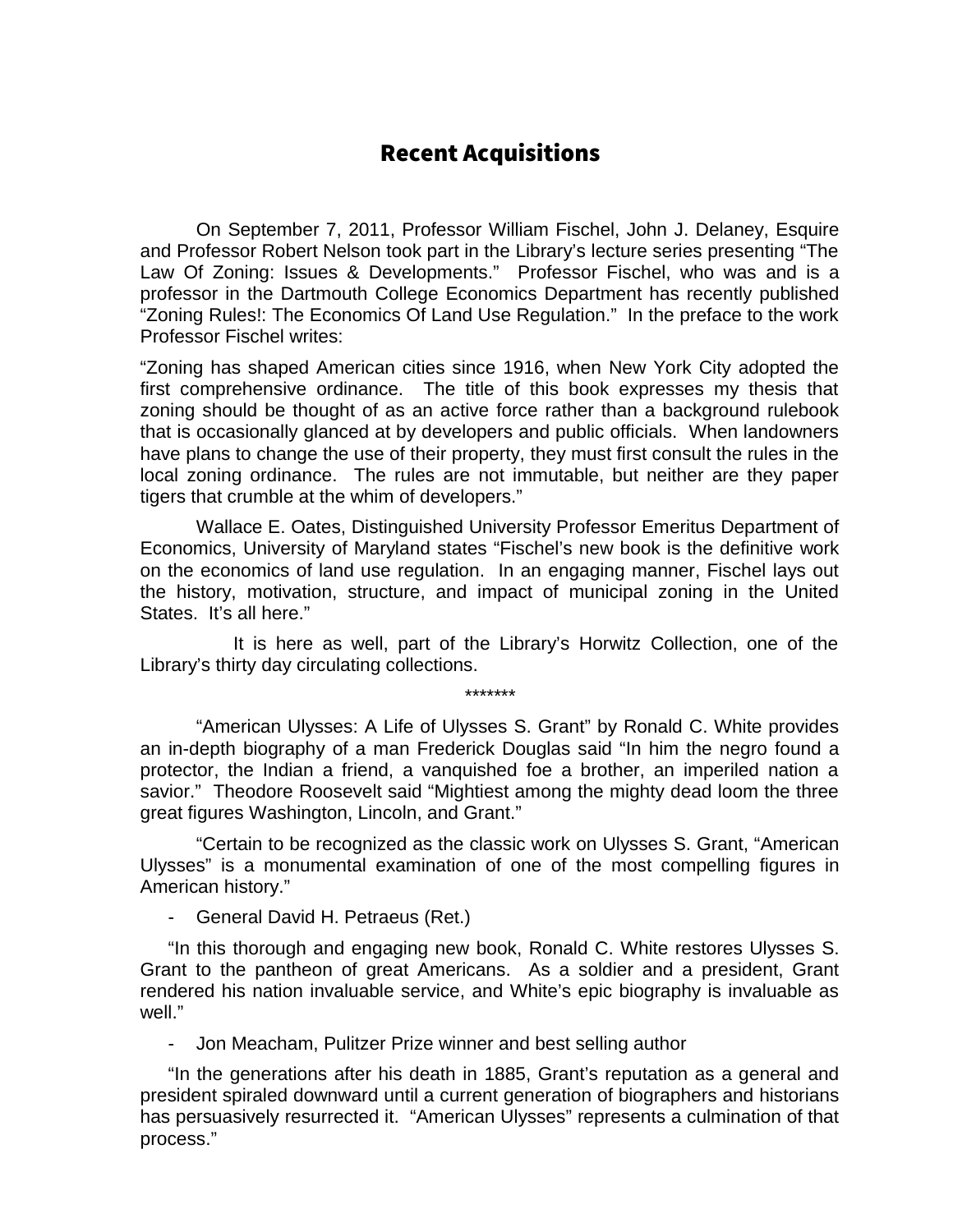# Recent Acquisitions

On September 7, 2011, Professor William Fischel, John J. Delaney, Esquire and Professor Robert Nelson took part in the Library's lecture series presenting "The Law Of Zoning: Issues & Developments." Professor Fischel, who was and is a professor in the Dartmouth College Economics Department has recently published "Zoning Rules!: The Economics Of Land Use Regulation." In the preface to the work Professor Fischel writes:

"Zoning has shaped American cities since 1916, when New York City adopted the first comprehensive ordinance. The title of this book expresses my thesis that zoning should be thought of as an active force rather than a background rulebook that is occasionally glanced at by developers and public officials. When landowners have plans to change the use of their property, they must first consult the rules in the local zoning ordinance. The rules are not immutable, but neither are they paper tigers that crumble at the whim of developers."

Wallace E. Oates, Distinguished University Professor Emeritus Department of Economics, University of Maryland states "Fischel's new book is the definitive work on the economics of land use regulation. In an engaging manner, Fischel lays out the history, motivation, structure, and impact of municipal zoning in the United States. It's all here."

It is here as well, part of the Library's Horwitz Collection, one of the Library's thirty day circulating collections.

*******

"American Ulysses: A Life of Ulysses S. Grant" by Ronald C. White provides an in-depth biography of a man Frederick Douglas said "In him the negro found a protector, the Indian a friend, a vanquished foe a brother, an imperiled nation a savior." Theodore Roosevelt said "Mightiest among the mighty dead loom the three great figures Washington, Lincoln, and Grant."

"Certain to be recognized as the classic work on Ulysses S. Grant, "American Ulysses" is a monumental examination of one of the most compelling figures in American history."

- General David H. Petraeus (Ret.)

"In this thorough and engaging new book, Ronald C. White restores Ulysses S. Grant to the pantheon of great Americans. As a soldier and a president, Grant rendered his nation invaluable service, and White's epic biography is invaluable as well."

- Jon Meacham, Pulitzer Prize winner and best selling author

"In the generations after his death in 1885, Grant's reputation as a general and president spiraled downward until a current generation of biographers and historians has persuasively resurrected it. "American Ulysses" represents a culmination of that process."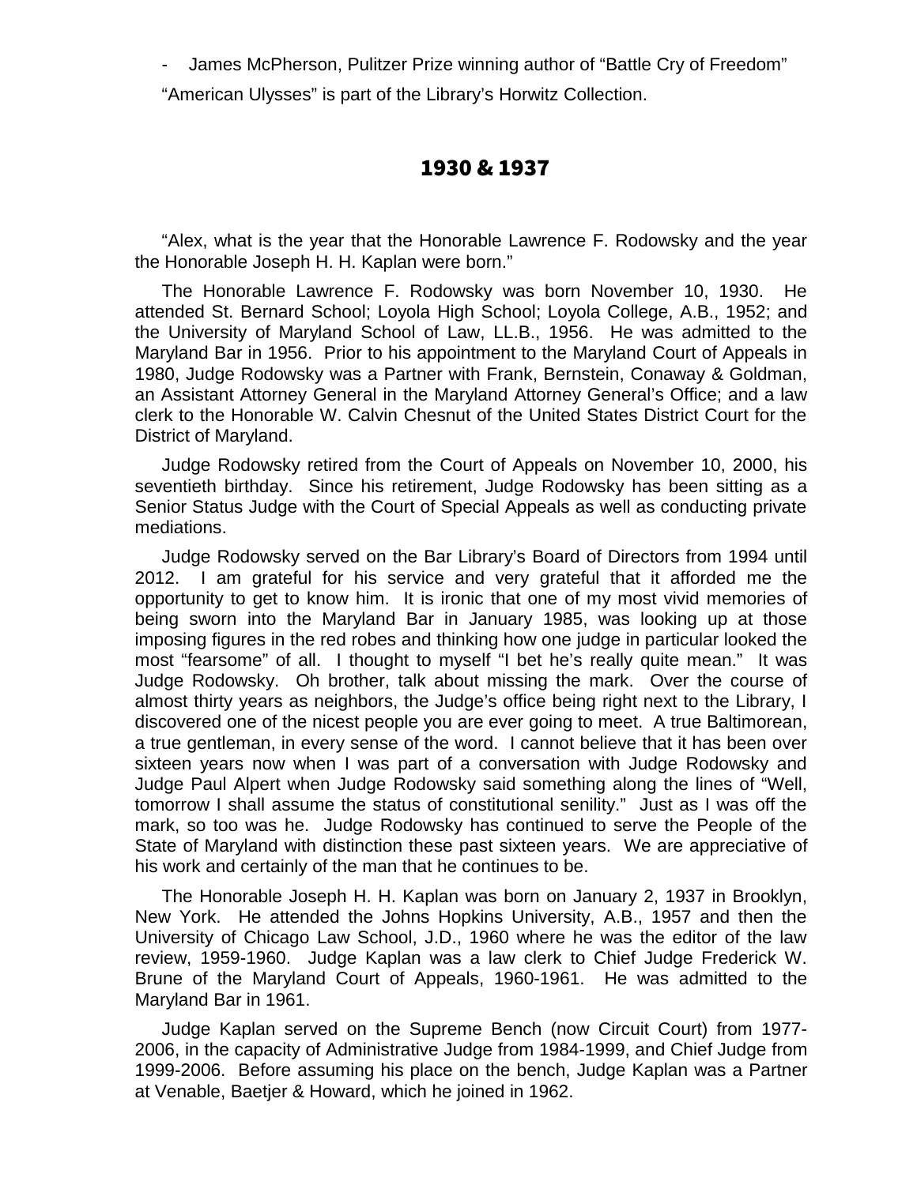- James McPherson, Pulitzer Prize winning author of "Battle Cry of Freedom"

"American Ulysses" is part of the Library's Horwitz Collection.

## 1930 & 1937

"Alex, what is the year that the Honorable Lawrence F. Rodowsky and the year the Honorable Joseph H. H. Kaplan were born."

The Honorable Lawrence F. Rodowsky was born November 10, 1930. He attended St. Bernard School; Loyola High School; Loyola College, A.B., 1952; and the University of Maryland School of Law, LL.B., 1956. He was admitted to the Maryland Bar in 1956. Prior to his appointment to the Maryland Court of Appeals in 1980, Judge Rodowsky was a Partner with Frank, Bernstein, Conaway & Goldman, an Assistant Attorney General in the Maryland Attorney General's Office; and a law clerk to the Honorable W. Calvin Chesnut of the United States District Court for the District of Maryland.

Judge Rodowsky retired from the Court of Appeals on November 10, 2000, his seventieth birthday. Since his retirement, Judge Rodowsky has been sitting as a Senior Status Judge with the Court of Special Appeals as well as conducting private mediations.

Judge Rodowsky served on the Bar Library's Board of Directors from 1994 until 2012. I am grateful for his service and very grateful that it afforded me the opportunity to get to know him. It is ironic that one of my most vivid memories of being sworn into the Maryland Bar in January 1985, was looking up at those imposing figures in the red robes and thinking how one judge in particular looked the most "fearsome" of all. I thought to myself "I bet he's really quite mean." It was Judge Rodowsky. Oh brother, talk about missing the mark. Over the course of almost thirty years as neighbors, the Judge's office being right next to the Library, I discovered one of the nicest people you are ever going to meet. A true Baltimorean, a true gentleman, in every sense of the word. I cannot believe that it has been over sixteen years now when I was part of a conversation with Judge Rodowsky and Judge Paul Alpert when Judge Rodowsky said something along the lines of "Well, tomorrow I shall assume the status of constitutional senility." Just as I was off the mark, so too was he. Judge Rodowsky has continued to serve the People of the State of Maryland with distinction these past sixteen years. We are appreciative of his work and certainly of the man that he continues to be.

The Honorable Joseph H. H. Kaplan was born on January 2, 1937 in Brooklyn, New York. He attended the Johns Hopkins University, A.B., 1957 and then the University of Chicago Law School, J.D., 1960 where he was the editor of the law review, 1959-1960. Judge Kaplan was a law clerk to Chief Judge Frederick W. Brune of the Maryland Court of Appeals, 1960-1961. He was admitted to the Maryland Bar in 1961.

Judge Kaplan served on the Supreme Bench (now Circuit Court) from 1977-2006, in the capacity of Administrative Judge from 1984-1999, and Chief Judge from 1999-2006. Before assuming his place on the bench, Judge Kaplan was a Partner at Venable, Baetjer & Howard, which he joined in 1962.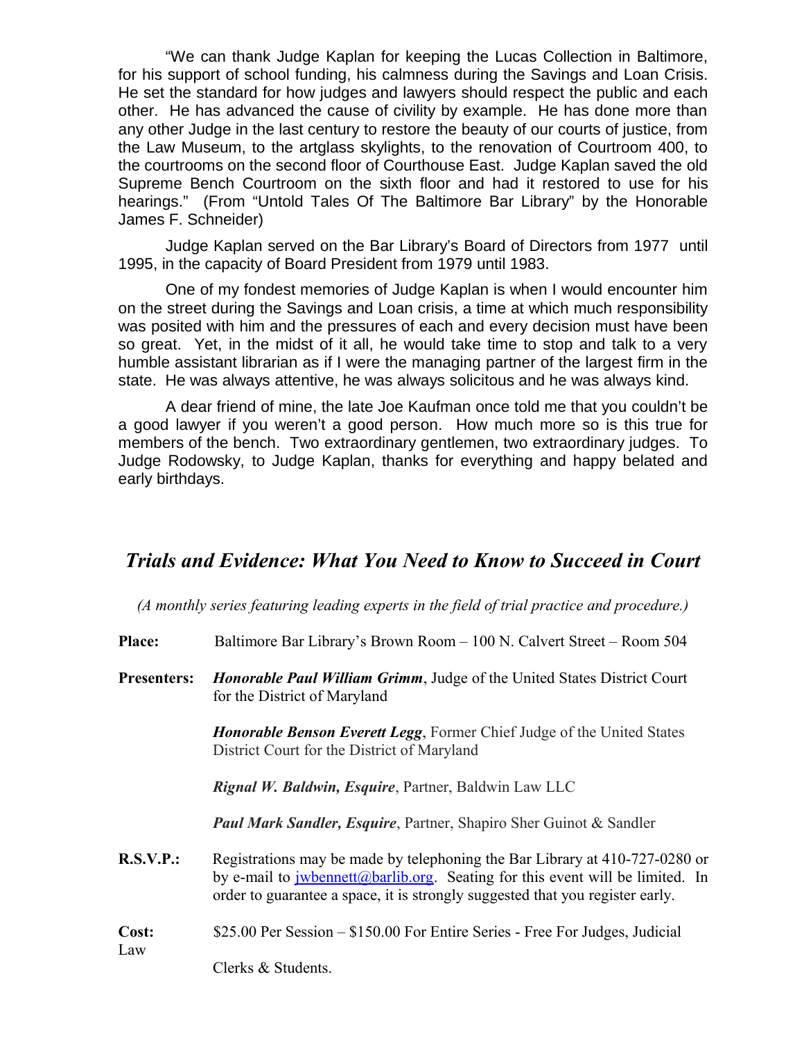"We can thank Judge Kaplan for keeping the Lucas Collection in Baltimore, for his support of school funding, his calmness during the Savings and Loan Crisis. He set the standard for how judges and lawyers should respect the public and each other. He has advanced the cause of civility by example. He has done more than any other Judge in the last century to restore the beauty of our courts of justice, from the Law Museum, to the artglass skylights, to the renovation of Courtroom 400, to the courtrooms on the second floor of Courthouse East. Judge Kaplan saved the old Supreme Bench Courtroom on the sixth floor and had it restored to use for his hearings." (From "Untold Tales Of The Baltimore Bar Library" by the Honorable James F. Schneider)

Judge Kaplan served on the Bar Library's Board of Directors from 1977 until 1995, in the capacity of Board President from 1979 until 1983.

One of my fondest memories of Judge Kaplan is when I would encounter him on the street during the Savings and Loan crisis, a time at which much responsibility was posited with him and the pressures of each and every decision must have been so great. Yet, in the midst of it all, he would take time to stop and talk to a very humble assistant librarian as if I were the managing partner of the largest firm in the state. He was always attentive, he was always solicitous and he was always kind.

A dear friend of mine, the late Joe Kaufman once told me that you couldn't be a good lawyer if you weren't a good person. How much more so is this true for members of the bench. Two extraordinary gentlemen, two extraordinary judges. To Judge Rodowsky, to Judge Kaplan, thanks for everything and happy belated and early birthdays.

## *Trials and Evidence: What You Need to Know to Succeed in Court*

*(A monthly series featuring leading experts in the field of trial practice and procedure.)*

**Place:** Baltimore Bar Library's Brown Room – 100 N. Calvert Street – Room 504

**Presenters:** ***Honorable Paul William Grimm***, Judge of the United States District Court for the District of Maryland

***Honorable Benson Everett Legg***, Former Chief Judge of the United States District Court for the District of Maryland

***Rignal W. Baldwin, Esquire***, Partner, Baldwin Law LLC

***Paul Mark Sandler, Esquire***, Partner, Shapiro Sher Guinot & Sandler

**R.S.V.P.:** Registrations may be made by telephoning the Bar Library at 410-727-0280 or by e-mail to jwbennett@barlib.org. Seating for this event will be limited. In order to guarantee a space, it is strongly suggested that you register early.

**Cost:** $25.00 Per Session – $150.00 For Entire Series - Free For Judges, Judicial Law Clerks & Students.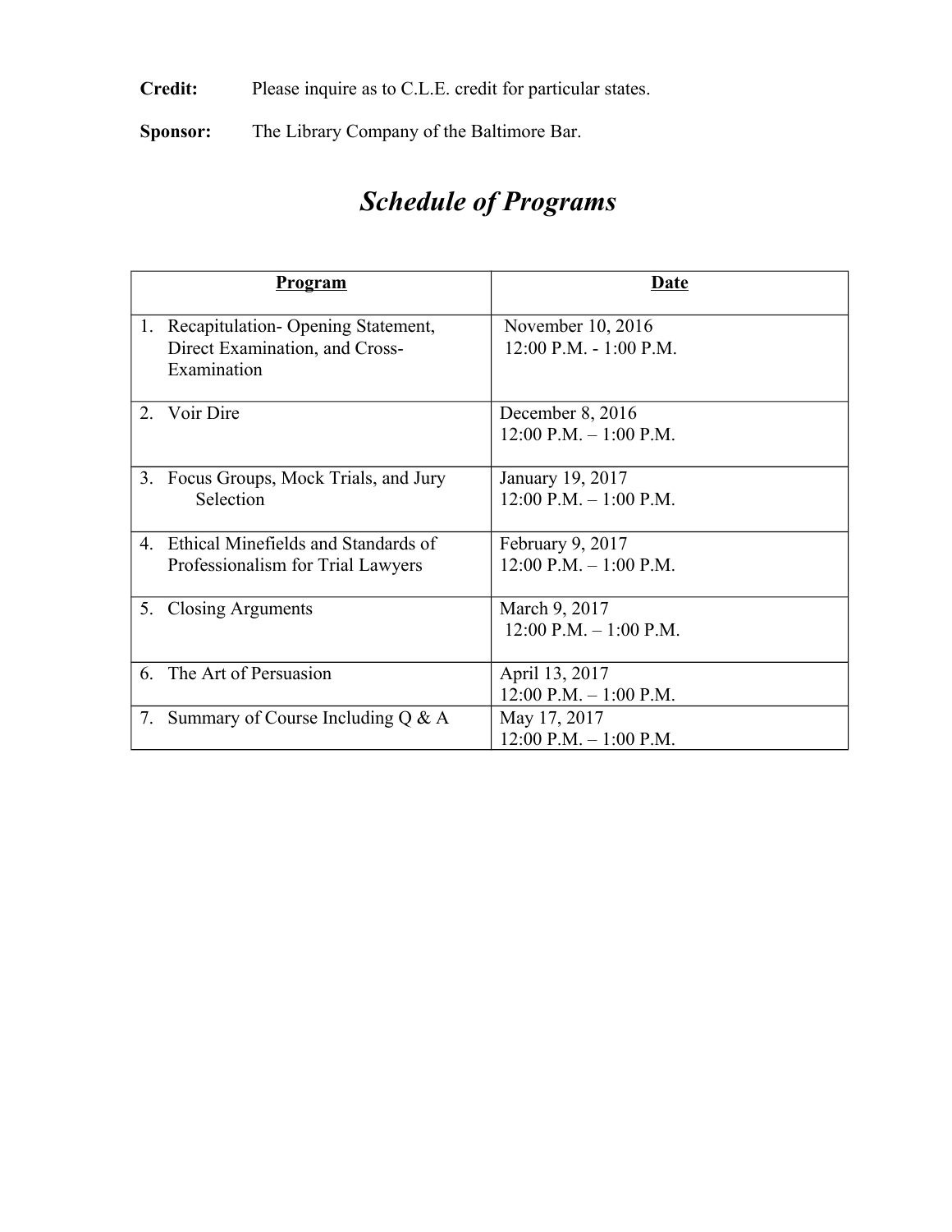**Credit:** Please inquire as to C.L.E. credit for particular states.

**Sponsor:** The Library Company of the Baltimore Bar.

# *Schedule of Programs*

| **Program** | **Date** |
|---|---|
| 1. Recapitulation- Opening Statement, Direct Examination, and Cross-Examination | November 10, 2016<br>12:00 P.M. - 1:00 P.M. |
| 2. Voir Dire | December 8, 2016<br>12:00 P.M. – 1:00 P.M. |
| 3. Focus Groups, Mock Trials, and Jury Selection | January 19, 2017<br>12:00 P.M. – 1:00 P.M. |
| 4. Ethical Minefields and Standards of Professionalism for Trial Lawyers | February 9, 2017<br>12:00 P.M. – 1:00 P.M. |
| 5. Closing Arguments | March 9, 2017<br>12:00 P.M. – 1:00 P.M. |
| 6. The Art of Persuasion | April 13, 2017<br>12:00 P.M. – 1:00 P.M. |
| 7. Summary of Course Including Q & A | May 17, 2017<br>12:00 P.M. – 1:00 P.M. |